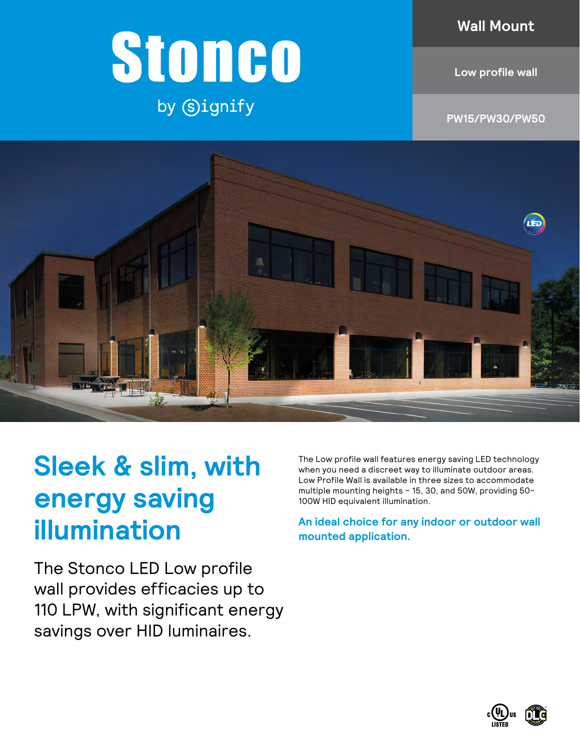# Stonco

by Signify

**Wall Mount**

**Low profile wall**

**PW15/PW30/PW50**

## Sleek & slim, with energy saving illumination

The Stonco LED Low profile wall provides efficacies up to 110 LPW, with significant energy savings over HID luminaires.

The Low profile wall features energy saving LED technology when you need a discreet way to illuminate outdoor areas. Low Profile Wall is available in three sizes to accommodate multiple mounting heights – 15, 30, and 50W, providing 50-100W HID equivalent illumination.

**An ideal choice for any indoor or outdoor wall mounted application.**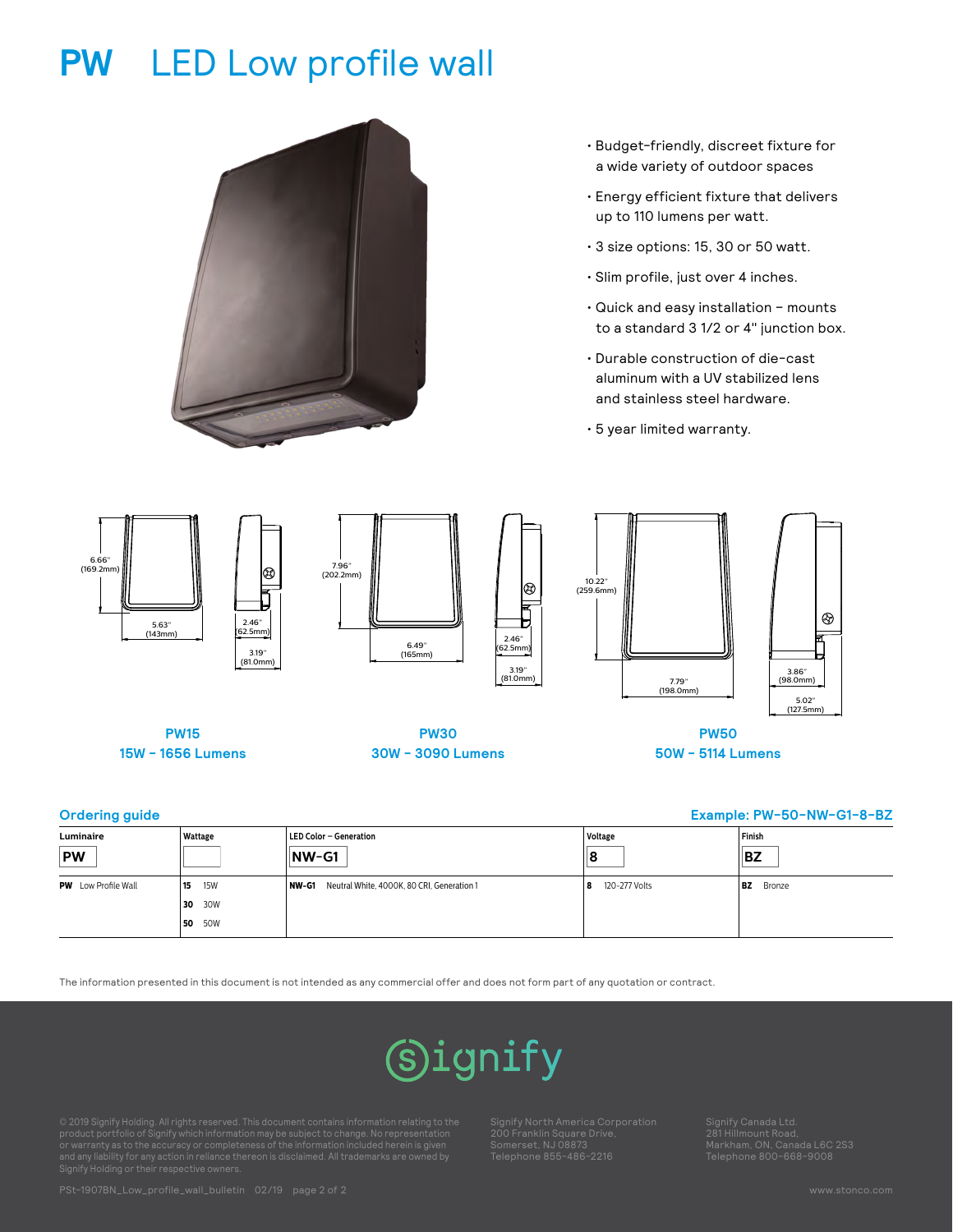# PW LED Low profile wall

- Budget-friendly, discreet fixture for a wide variety of outdoor spaces
- Energy efficient fixture that delivers up to 110 lumens per watt.
- 3 size options: 15, 30 or 50 watt.
- Slim profile, just over 4 inches.
- Quick and easy installation – mounts to a standard 3 1/2 or 4" junction box.
- Durable construction of die-cast aluminum with a UV stabilized lens and stainless steel hardware.
- 5 year limited warranty.

6.66" (169.2mm)
5.63" (143mm)
2.46" (62.5mm)
3.19" (81.0mm)

**PW15**
**15W - 1656 Lumens**

7.96" (202.2mm)
6.49" (165mm)
2.46" (62.5mm)
3.19" (81.0mm)

**PW30**
**30W - 3090 Lumens**

10.22" (259.6mm)
7.79" (198.0mm)
3.86" (98.0mm)
5.02" (127.5mm)

**PW50**
**50W - 5114 Lumens**

## Ordering guide

**Example: PW-50-NW-G1-8-BZ**

| Luminaire | Wattage | LED Color – Generation | Voltage | Finish |
|---|---|---|---|---|
| PW | | NW-G1 | 8 | BZ |
| **PW** Low Profile Wall | **15** 15W<br>**30** 30W<br>**50** 50W | **NW-G1** Neutral White, 4000K, 80 CRI, Generation 1 | **8** 120-277 Volts | **BZ** Bronze |

The information presented in this document is not intended as any commercial offer and does not form part of any quotation or contract.

signify

© 2019 Signify Holding. All rights reserved. This document contains information relating to the product portfolio of Signify which information may be subject to change. No representation or warranty as to the accuracy or completeness of the information included herein is given and any liability for any action in reliance thereon is disclaimed. All trademarks are owned by Signify Holding or their respective owners.

Signify North America Corporation
200 Franklin Square Drive,
Somerset, NJ 08873
Telephone 855-486-2216

Signify Canada Ltd.
281 Hillmount Road,
Markham, ON, Canada L6C 2S3
Telephone 800-668-9008

PSt-1907BN_Low_profile_wall_bulletin 02/19

www.stonco.com